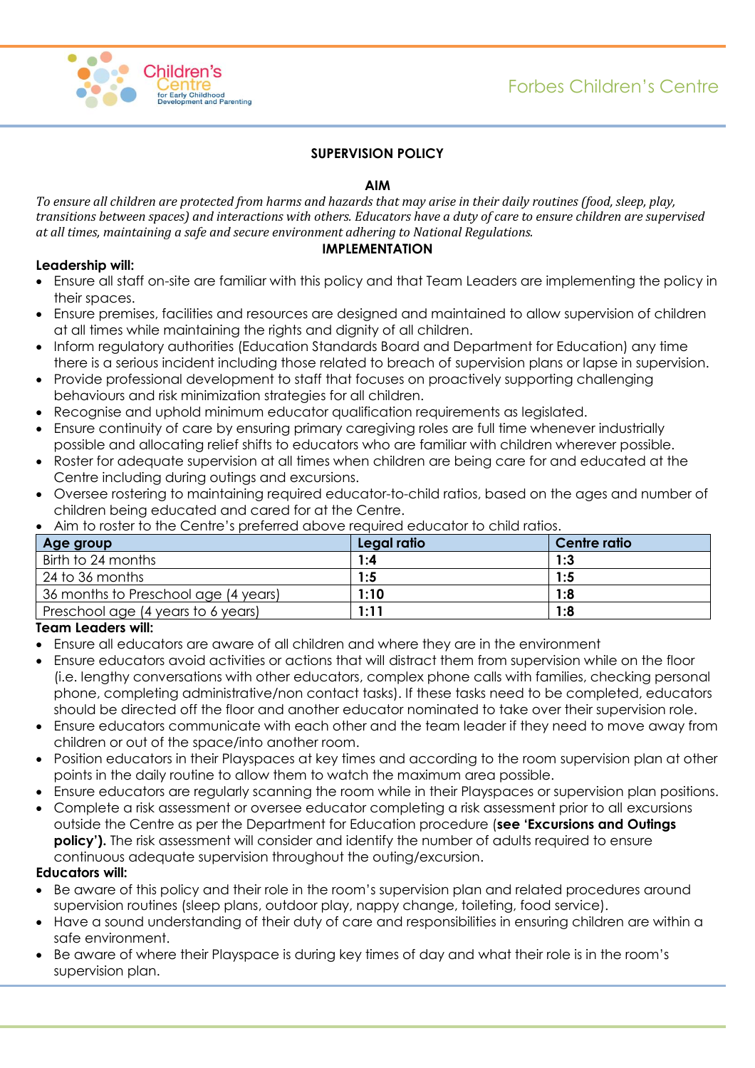# SUPERVISION POLICY

## AIM

*To ensure all children are protected from harms and hazards that may arise in their daily routines (food, sleep, play, transitions between spaces) and interactions with others. Educators have a duty of care to ensure children are supervised at all times, maintaining a safe and secure environment adhering to National Regulations.*

## IMPLEMENTATION

**Leadership will:**

- Ensure all staff on-site are familiar with this policy and that Team Leaders are implementing the policy in their spaces.
- Ensure premises, facilities and resources are designed and maintained to allow supervision of children at all times while maintaining the rights and dignity of all children.
- Inform regulatory authorities (Education Standards Board and Department for Education) any time there is a serious incident including those related to breach of supervision plans or lapse in supervision.
- Provide professional development to staff that focuses on proactively supporting challenging behaviours and risk minimization strategies for all children.
- Recognise and uphold minimum educator qualification requirements as legislated.
- Ensure continuity of care by ensuring primary caregiving roles are full time whenever industrially possible and allocating relief shifts to educators who are familiar with children wherever possible.
- Roster for adequate supervision at all times when children are being care for and educated at the Centre including during outings and excursions.
- Oversee rostering to maintaining required educator-to-child ratios, based on the ages and number of children being educated and cared for at the Centre.
- Aim to roster to the Centre's preferred above required educator to child ratios.

| Age group | Legal ratio | Centre ratio |
|---|---|---|
| Birth to 24 months | **1:4** | **1:3** |
| 24 to 36 months | **1:5** | **1:5** |
| 36 months to Preschool age (4 years) | **1:10** | **1:8** |
| Preschool age (4 years to 6 years) | **1:11** | **1:8** |

**Team Leaders will:**

- Ensure all educators are aware of all children and where they are in the environment
- Ensure educators avoid activities or actions that will distract them from supervision while on the floor (i.e. lengthy conversations with other educators, complex phone calls with families, checking personal phone, completing administrative/non contact tasks). If these tasks need to be completed, educators should be directed off the floor and another educator nominated to take over their supervision role.
- Ensure educators communicate with each other and the team leader if they need to move away from children or out of the space/into another room.
- Position educators in their Playspaces at key times and according to the room supervision plan at other points in the daily routine to allow them to watch the maximum area possible.
- Ensure educators are regularly scanning the room while in their Playspaces or supervision plan positions.
- Complete a risk assessment or oversee educator completing a risk assessment prior to all excursions outside the Centre as per the Department for Education procedure (**see 'Excursions and Outings policy').** The risk assessment will consider and identify the number of adults required to ensure continuous adequate supervision throughout the outing/excursion.

**Educators will:**

- Be aware of this policy and their role in the room's supervision plan and related procedures around supervision routines (sleep plans, outdoor play, nappy change, toileting, food service).
- Have a sound understanding of their duty of care and responsibilities in ensuring children are within a safe environment.
- Be aware of where their Playspace is during key times of day and what their role is in the room's supervision plan.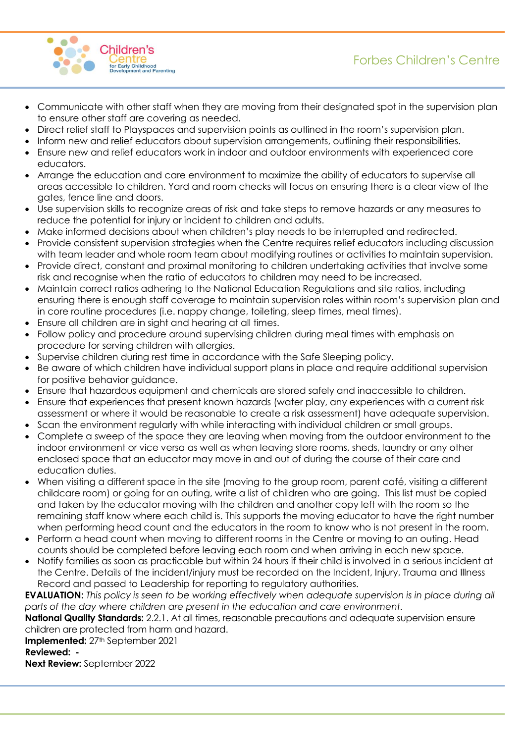- Communicate with other staff when they are moving from their designated spot in the supervision plan to ensure other staff are covering as needed.
- Direct relief staff to Playspaces and supervision points as outlined in the room's supervision plan.
- Inform new and relief educators about supervision arrangements, outlining their responsibilities.
- Ensure new and relief educators work in indoor and outdoor environments with experienced core educators.
- Arrange the education and care environment to maximize the ability of educators to supervise all areas accessible to children. Yard and room checks will focus on ensuring there is a clear view of the gates, fence line and doors.
- Use supervision skills to recognize areas of risk and take steps to remove hazards or any measures to reduce the potential for injury or incident to children and adults.
- Make informed decisions about when children's play needs to be interrupted and redirected.
- Provide consistent supervision strategies when the Centre requires relief educators including discussion with team leader and whole room team about modifying routines or activities to maintain supervision.
- Provide direct, constant and proximal monitoring to children undertaking activities that involve some risk and recognise when the ratio of educators to children may need to be increased.
- Maintain correct ratios adhering to the National Education Regulations and site ratios, including ensuring there is enough staff coverage to maintain supervision roles within room's supervision plan and in core routine procedures (i.e. nappy change, toileting, sleep times, meal times).
- Ensure all children are in sight and hearing at all times.
- Follow policy and procedure around supervising children during meal times with emphasis on procedure for serving children with allergies.
- Supervise children during rest time in accordance with the Safe Sleeping policy.
- Be aware of which children have individual support plans in place and require additional supervision for positive behavior guidance.
- Ensure that hazardous equipment and chemicals are stored safely and inaccessible to children.
- Ensure that experiences that present known hazards (water play, any experiences with a current risk assessment or where it would be reasonable to create a risk assessment) have adequate supervision.
- Scan the environment regularly with while interacting with individual children or small groups.
- Complete a sweep of the space they are leaving when moving from the outdoor environment to the indoor environment or vice versa as well as when leaving store rooms, sheds, laundry or any other enclosed space that an educator may move in and out of during the course of their care and education duties.
- When visiting a different space in the site (moving to the group room, parent café, visiting a different childcare room) or going for an outing, write a list of children who are going. This list must be copied and taken by the educator moving with the children and another copy left with the room so the remaining staff know where each child is. This supports the moving educator to have the right number when performing head count and the educators in the room to know who is not present in the room.
- Perform a head count when moving to different rooms in the Centre or moving to an outing. Head counts should be completed before leaving each room and when arriving in each new space.
- Notify families as soon as practicable but within 24 hours if their child is involved in a serious incident at the Centre. Details of the incident/injury must be recorded on the Incident, Injury, Trauma and Illness Record and passed to Leadership for reporting to regulatory authorities.

**EVALUATION:** *This policy is seen to be working effectively when adequate supervision is in place during all parts of the day where children are present in the education and care environment.*

**National Quality Standards:** 2.2.1. At all times, reasonable precautions and adequate supervision ensure children are protected from harm and hazard.

**Implemented:** 27th September 2021

**Reviewed:** -

**Next Review:** September 2022